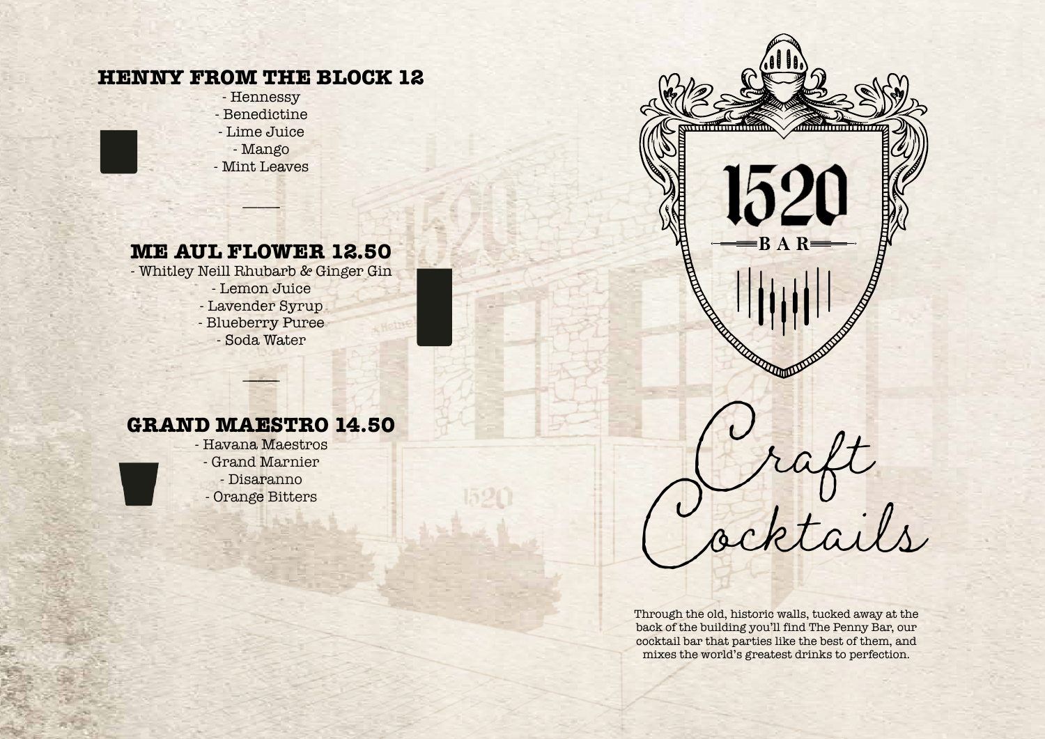## HENNY FROM THE BLOCK 12

- Hennessy
- Benedictine
- Lime Juice
- Mango
- Mint Leaves

---

## ME AUL FLOWER 12.50

- Whitley Neill Rhubarb & Ginger Gin
- Lemon Juice
- Lavender Syrup
- Blueberry Puree
- Soda Water

---

## GRAND MAESTRO 14.50

- Havana Maestros
- Grand Marnier
- Disaranno
- Orange Bitters

# 1520 BAR

# Craft Cocktails

Through the old, historic walls, tucked away at the back of the building you'll find The Penny Bar, our cocktail bar that parties like the best of them, and mixes the world's greatest drinks to perfection.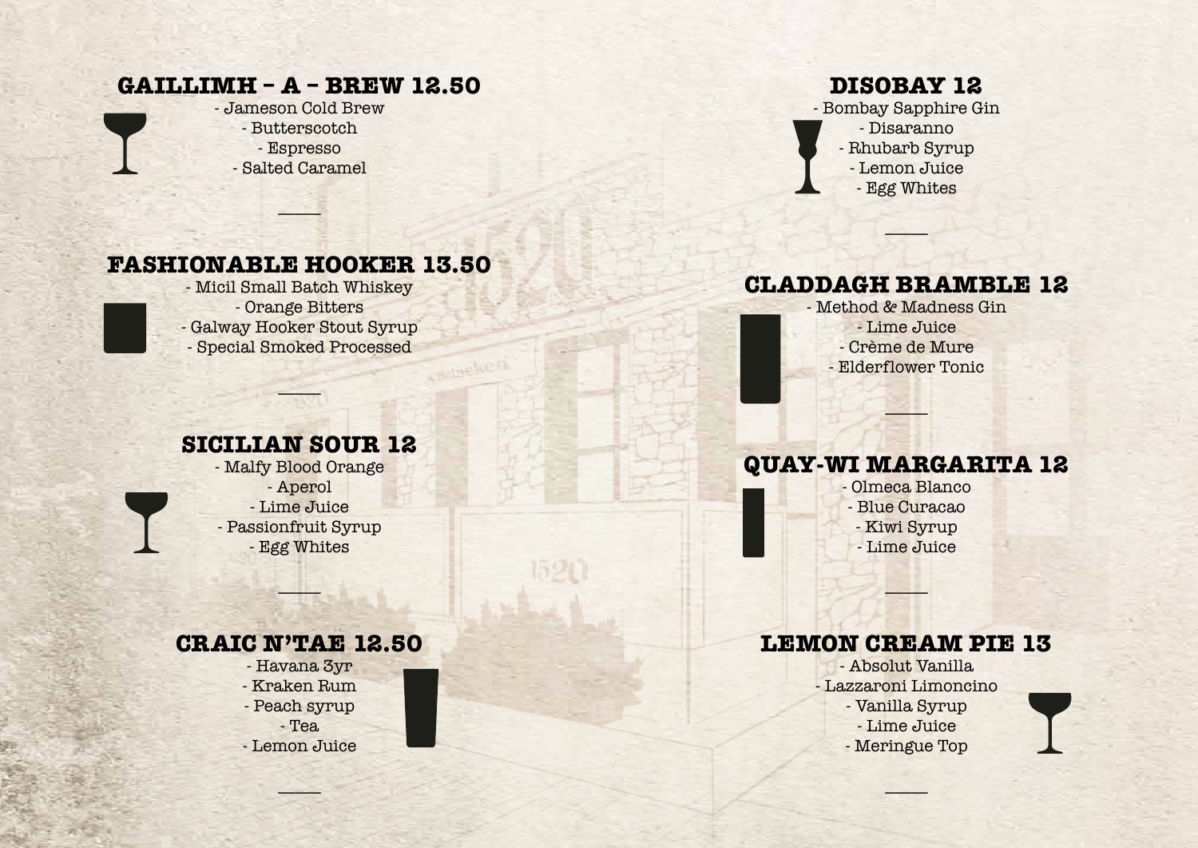## GAILLIMH – A – BREW 12.50

- Jameson Cold Brew
- Butterscotch
- Espresso
- Salted Caramel

## FASHIONABLE HOOKER 13.50

- Micil Small Batch Whiskey
- Orange Bitters
- Galway Hooker Stout Syrup
- Special Smoked Processed

## SICILIAN SOUR 12

- Malfy Blood Orange
- Aperol
- Lime Juice
- Passionfruit Syrup
- Egg Whites

## CRAIC N'TAE 12.50

- Havana 3yr
- Kraken Rum
- Peach syrup
- Tea
- Lemon Juice

## DISOBAY 12

- Bombay Sapphire Gin
- Disaranno
- Rhubarb Syrup
- Lemon Juice
- Egg Whites

## CLADDAGH BRAMBLE 12

- Method & Madness Gin
- Lime Juice
- Crème de Mure
- Elderflower Tonic

## QUAY-WI MARGARITA 12

- Olmeca Blanco
- Blue Curacao
- Kiwi Syrup
- Lime Juice

## LEMON CREAM PIE 13

- Absolut Vanilla
- Lazzaroni Limoncino
- Vanilla Syrup
- Lime Juice
- Meringue Top